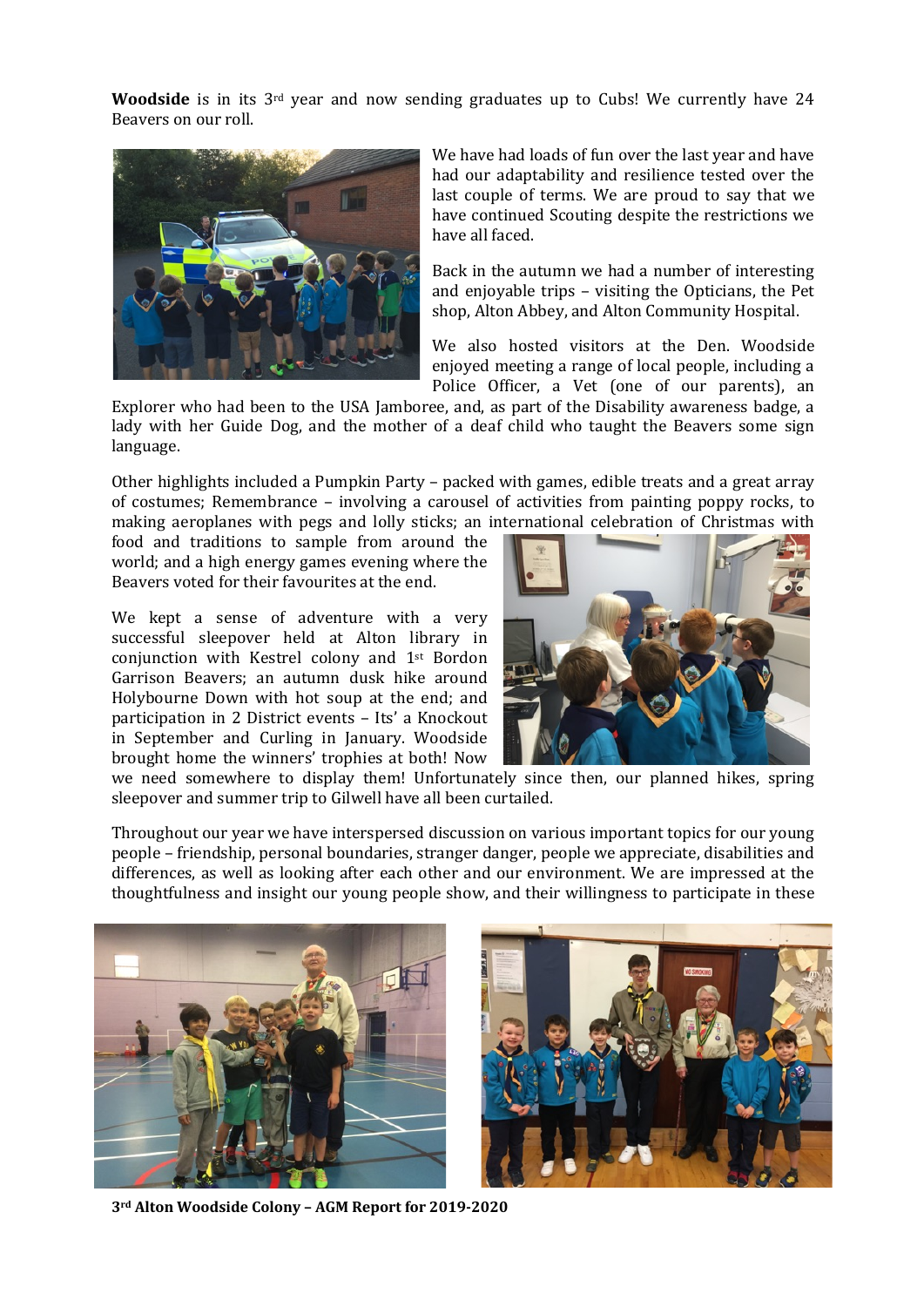**Woodside** is in its 3rd year and now sending graduates up to Cubs! We currently have 24 Beavers on our roll.

We have had loads of fun over the last year and have had our adaptability and resilience tested over the last couple of terms. We are proud to say that we have continued Scouting despite the restrictions we have all faced.

Back in the autumn we had a number of interesting and enjoyable trips – visiting the Opticians, the Pet shop, Alton Abbey, and Alton Community Hospital.

We also hosted visitors at the Den. Woodside enjoyed meeting a range of local people, including a Police Officer, a Vet (one of our parents), an Explorer who had been to the USA Jamboree, and, as part of the Disability awareness badge, a lady with her Guide Dog, and the mother of a deaf child who taught the Beavers some sign language.

Other highlights included a Pumpkin Party – packed with games, edible treats and a great array of costumes; Remembrance – involving a carousel of activities from painting poppy rocks, to making aeroplanes with pegs and lolly sticks; an international celebration of Christmas with food and traditions to sample from around the world; and a high energy games evening where the Beavers voted for their favourites at the end.

We kept a sense of adventure with a very successful sleepover held at Alton library in conjunction with Kestrel colony and 1st Bordon Garrison Beavers; an autumn dusk hike around Holybourne Down with hot soup at the end; and participation in 2 District events – Its' a Knockout in September and Curling in January. Woodside brought home the winners' trophies at both! Now we need somewhere to display them! Unfortunately since then, our planned hikes, spring sleepover and summer trip to Gilwell have all been curtailed.

Throughout our year we have interspersed discussion on various important topics for our young people – friendship, personal boundaries, stranger danger, people we appreciate, disabilities and differences, as well as looking after each other and our environment. We are impressed at the thoughtfulness and insight our young people show, and their willingness to participate in these

**3rd Alton Woodside Colony – AGM Report for 2019-2020**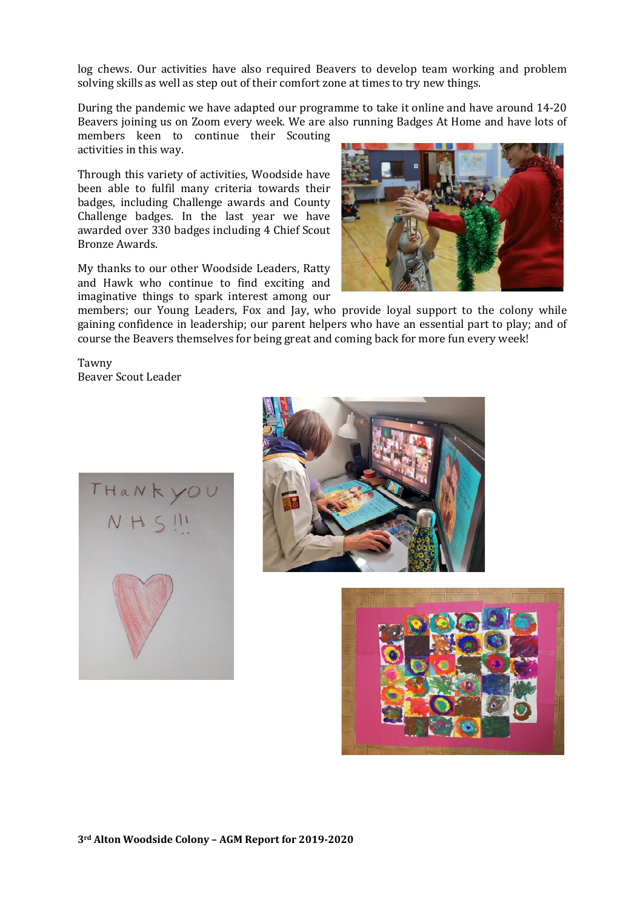log chews. Our activities have also required Beavers to develop team working and problem solving skills as well as step out of their comfort zone at times to try new things.

During the pandemic we have adapted our programme to take it online and have around 14-20 Beavers joining us on Zoom every week. We are also running Badges At Home and have lots of members keen to continue their Scouting activities in this way.

Through this variety of activities, Woodside have been able to fulfil many criteria towards their badges, including Challenge awards and County Challenge badges. In the last year we have awarded over 330 badges including 4 Chief Scout Bronze Awards.

My thanks to our other Woodside Leaders, Ratty and Hawk who continue to find exciting and imaginative things to spark interest among our members; our Young Leaders, Fox and Jay, who provide loyal support to the colony while gaining confidence in leadership; our parent helpers who have an essential part to play; and of course the Beavers themselves for being great and coming back for more fun every week!

Tawny
Beaver Scout Leader

**3rd Alton Woodside Colony – AGM Report for 2019-2020**